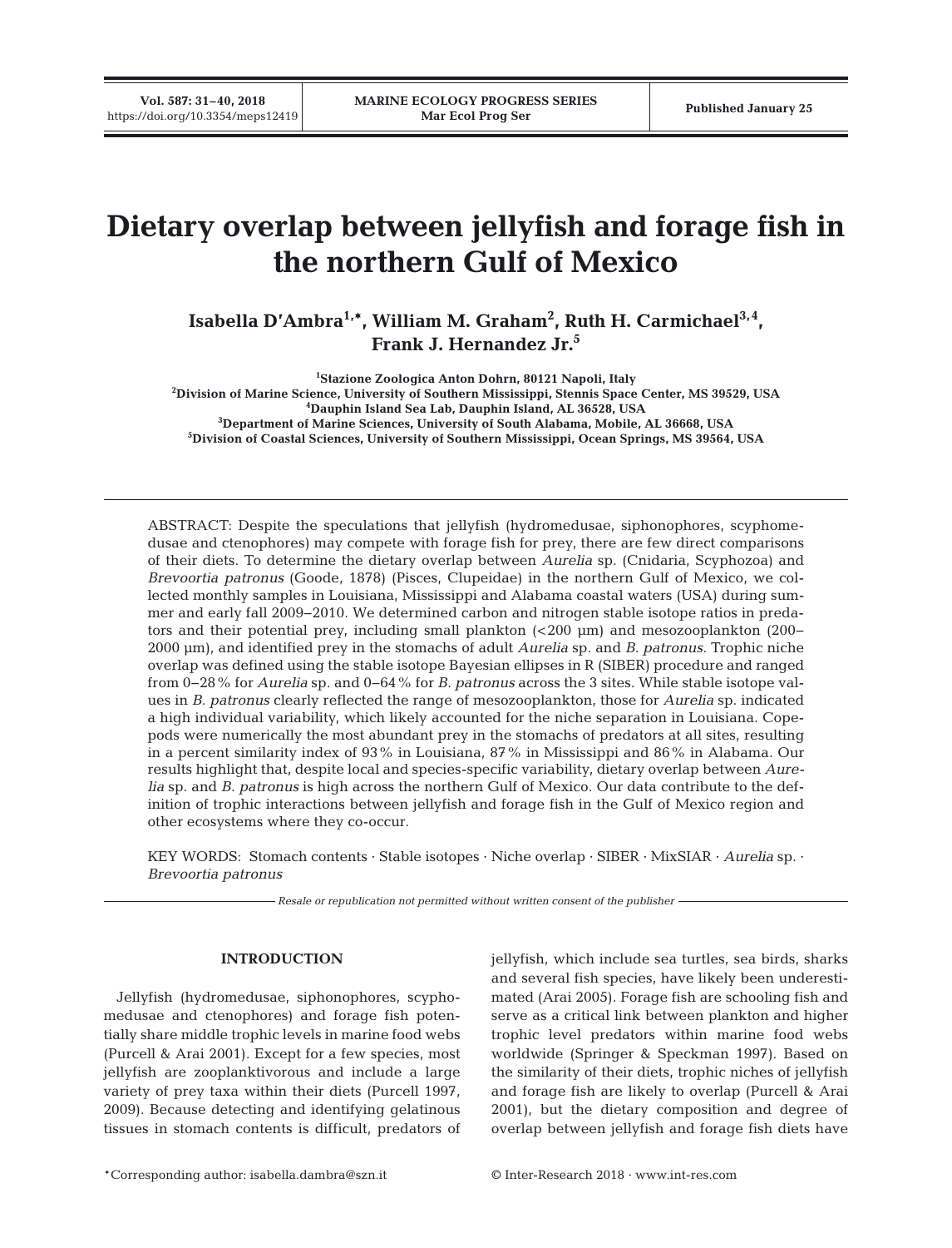# Dietary overlap between jellyfish and forage fish in the northern Gulf of Mexico

**Isabella D'Ambra[1,*], William M. Graham[2], Ruth H. Carmichael[3,4], Frank J. Hernandez Jr.[5]**

[1]Stazione Zoologica Anton Dohrn, 80121 Napoli, Italy
[2]Division of Marine Science, University of Southern Mississippi, Stennis Space Center, MS 39529, USA
[4]Dauphin Island Sea Lab, Dauphin Island, AL 36528, USA
[3]Department of Marine Sciences, University of South Alabama, Mobile, AL 36668, USA
[5]Division of Coastal Sciences, University of Southern Mississippi, Ocean Springs, MS 39564, USA

ABSTRACT: Despite the speculations that jellyfish (hydromedusae, siphonophores, scyphomedusae and ctenophores) may compete with forage fish for prey, there are few direct comparisons of their diets. To determine the dietary overlap between *Aurelia* sp. (Cnidaria, Scyphozoa) and *Brevoortia patronus* (Goode, 1878) (Pisces, Clupeidae) in the northern Gulf of Mexico, we collected monthly samples in Louisiana, Mississippi and Alabama coastal waters (USA) during summer and early fall 2009–2010. We determined carbon and nitrogen stable isotope ratios in predators and their potential prey, including small plankton (<200 µm) and mesozooplankton (200–2000 µm), and identified prey in the stomachs of adult *Aurelia* sp. and *B. patronus.* Trophic niche overlap was defined using the stable isotope Bayesian ellipses in R (SIBER) procedure and ranged from 0–28% for *Aurelia* sp. and 0–64% for *B. patronus* across the 3 sites. While stable isotope values in *B. patronus* clearly reflected the range of mesozooplankton, those for *Aurelia* sp. indicated a high individual variability, which likely accounted for the niche separation in Louisiana. Copepods were numerically the most abundant prey in the stomachs of predators at all sites, resulting in a percent similarity index of 93% in Louisiana, 87% in Mississippi and 86% in Alabama. Our results highlight that, despite local and species-specific variability, dietary overlap between *Aurelia* sp. and *B. patronus* is high across the northern Gulf of Mexico. Our data contribute to the definition of trophic interactions between jellyfish and forage fish in the Gulf of Mexico region and other ecosystems where they co-occur.

KEY WORDS: Stomach contents · Stable isotopes · Niche overlap · SIBER · MixSIAR · *Aurelia* sp. · *Brevoortia patronus*

*Resale or republication not permitted without written consent of the publisher*

## INTRODUCTION

Jellyfish (hydromedusae, siphonophores, scyphomedusae and ctenophores) and forage fish potentially share middle trophic levels in marine food webs (Purcell & Arai 2001). Except for a few species, most jellyfish are zooplanktivorous and include a large variety of prey taxa within their diets (Purcell 1997, 2009). Because detecting and identifying gelatinous tissues in stomach contents is difficult, predators of jellyfish, which include sea turtles, sea birds, sharks and several fish species, have likely been underestimated (Arai 2005). Forage fish are schooling fish and serve as a critical link between plankton and higher trophic level predators within marine food webs worldwide (Springer & Speckman 1997). Based on the similarity of their diets, trophic niches of jellyfish and forage fish are likely to overlap (Purcell & Arai 2001), but the dietary composition and degree of overlap between jellyfish and forage fish diets have

*Corresponding author: isabella.dambra@szn.it

© Inter-Research 2018 · www.int-res.com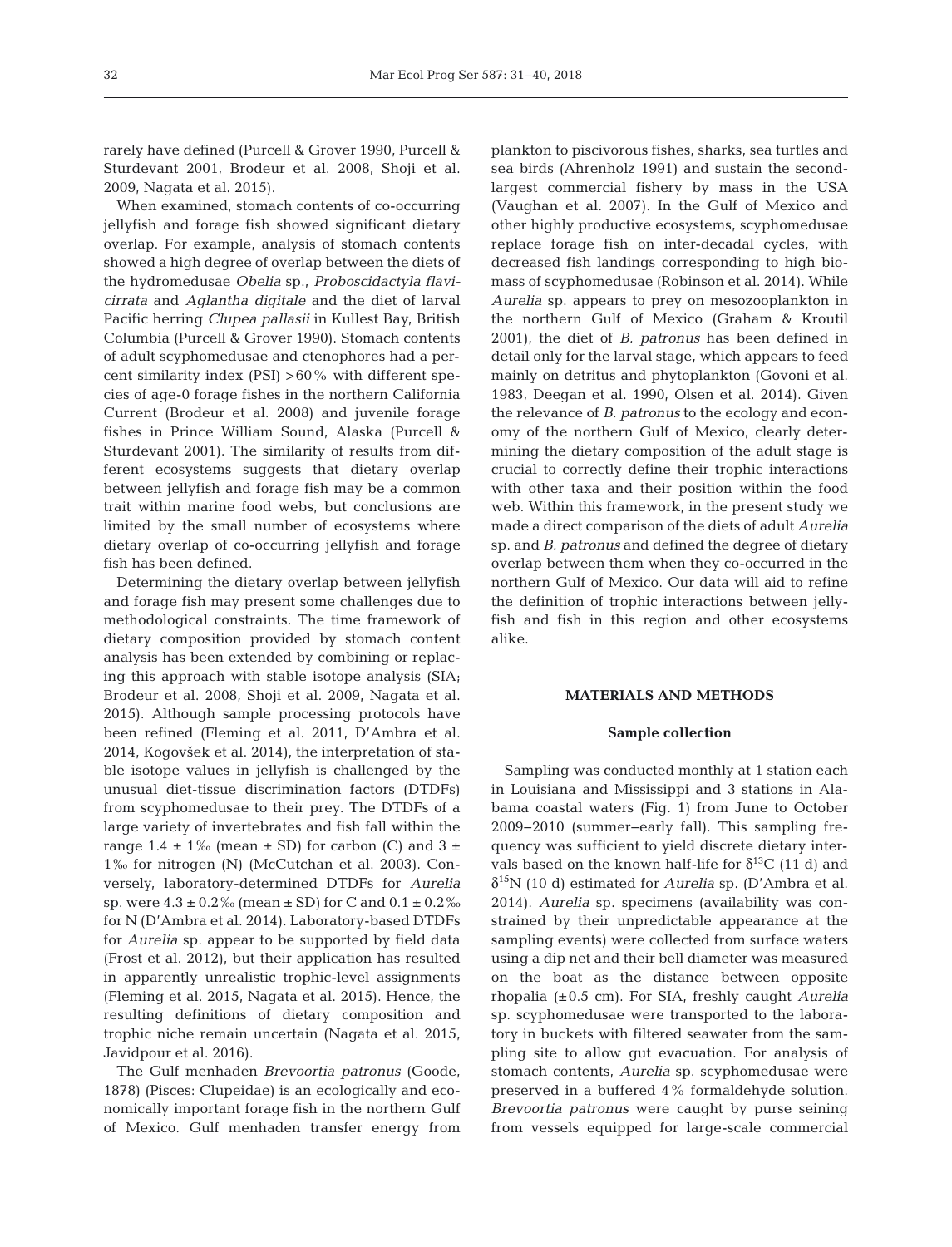rarely have defined (Purcell & Grover 1990, Purcell & Sturdevant 2001, Brodeur et al. 2008, Shoji et al. 2009, Nagata et al. 2015).

When examined, stomach contents of co-occurring jellyfish and forage fish showed significant dietary overlap. For example, analysis of stomach contents showed a high degree of overlap between the diets of the hydromedusae *Obelia* sp., *Proboscidactyla flavicirrata* and *Aglantha digitale* and the diet of larval Pacific herring *Clupea pallasii* in Kullest Bay, British Columbia (Purcell & Grover 1990). Stomach contents of adult scyphomedusae and ctenophores had a percent similarity index (PSI) >60% with different species of age-0 forage fishes in the northern California Current (Brodeur et al. 2008) and juvenile forage fishes in Prince William Sound, Alaska (Purcell & Sturdevant 2001). The similarity of results from different ecosystems suggests that dietary overlap between jellyfish and forage fish may be a common trait within marine food webs, but conclusions are limited by the small number of ecosystems where dietary overlap of co-occurring jellyfish and forage fish has been defined.

Determining the dietary overlap between jellyfish and forage fish may present some challenges due to methodological constraints. The time framework of dietary composition provided by stomach content analysis has been extended by combining or replacing this approach with stable isotope analysis (SIA; Brodeur et al. 2008, Shoji et al. 2009, Nagata et al. 2015). Although sample processing protocols have been refined (Fleming et al. 2011, D'Ambra et al. 2014, Kogovšek et al. 2014), the interpretation of stable isotope values in jellyfish is challenged by the unusual diet-tissue discrimination factors (DTDFs) from scyphomedusae to their prey. The DTDFs of a large variety of invertebrates and fish fall within the range 1.4 ± 1‰ (mean ± SD) for carbon (C) and 3 ± 1‰ for nitrogen (N) (McCutchan et al. 2003). Conversely, laboratory-determined DTDFs for *Aurelia* sp. were 4.3 ± 0.2‰ (mean ± SD) for C and 0.1 ± 0.2‰ for N (D'Ambra et al. 2014). Laboratory-based DTDFs for *Aurelia* sp. appear to be supported by field data (Frost et al. 2012), but their application has resulted in apparently unrealistic trophic-level assignments (Fleming et al. 2015, Nagata et al. 2015). Hence, the resulting definitions of dietary composition and trophic niche remain uncertain (Nagata et al. 2015, Javidpour et al. 2016).

The Gulf menhaden *Brevoortia patronus* (Goode, 1878) (Pisces: Clupeidae) is an ecologically and economically important forage fish in the northern Gulf of Mexico. Gulf menhaden transfer energy from plankton to piscivorous fishes, sharks, sea turtles and sea birds (Ahrenholz 1991) and sustain the second-largest commercial fishery by mass in the USA (Vaughan et al. 2007). In the Gulf of Mexico and other highly productive ecosystems, scyphomedusae replace forage fish on inter-decadal cycles, with decreased fish landings corresponding to high biomass of scyphomedusae (Robinson et al. 2014). While *Aurelia* sp. appears to prey on mesozooplankton in the northern Gulf of Mexico (Graham & Kroutil 2001), the diet of *B. patronus* has been defined in detail only for the larval stage, which appears to feed mainly on detritus and phytoplankton (Govoni et al. 1983, Deegan et al. 1990, Olsen et al. 2014). Given the relevance of *B. patronus* to the ecology and economy of the northern Gulf of Mexico, clearly determining the dietary composition of the adult stage is crucial to correctly define their trophic interactions with other taxa and their position within the food web. Within this framework, in the present study we made a direct comparison of the diets of adult *Aurelia* sp. and *B. patronus* and defined the degree of dietary overlap between them when they co-occurred in the northern Gulf of Mexico. Our data will aid to refine the definition of trophic interactions between jellyfish and fish in this region and other ecosystems alike.

## MATERIALS AND METHODS

### Sample collection

Sampling was conducted monthly at 1 station each in Louisiana and Mississippi and 3 stations in Alabama coastal waters (Fig. 1) from June to October 2009–2010 (summer–early fall). This sampling frequency was sufficient to yield discrete dietary intervals based on the known half-life for $\delta^{13}C$ (11 d) and $\delta^{15}N$ (10 d) estimated for *Aurelia* sp. (D'Ambra et al. 2014). *Aurelia* sp. specimens (availability was constrained by their unpredictable appearance at the sampling events) were collected from surface waters using a dip net and their bell diameter was measured on the boat as the distance between opposite rhopalia (±0.5 cm). For SIA, freshly caught *Aurelia* sp. scyphomedusae were transported to the laboratory in buckets with filtered seawater from the sampling site to allow gut evacuation. For analysis of stomach contents, *Aurelia* sp. scyphomedusae were preserved in a buffered 4% formaldehyde solution. *Brevoortia patronus* were caught by purse seining from vessels equipped for large-scale commercial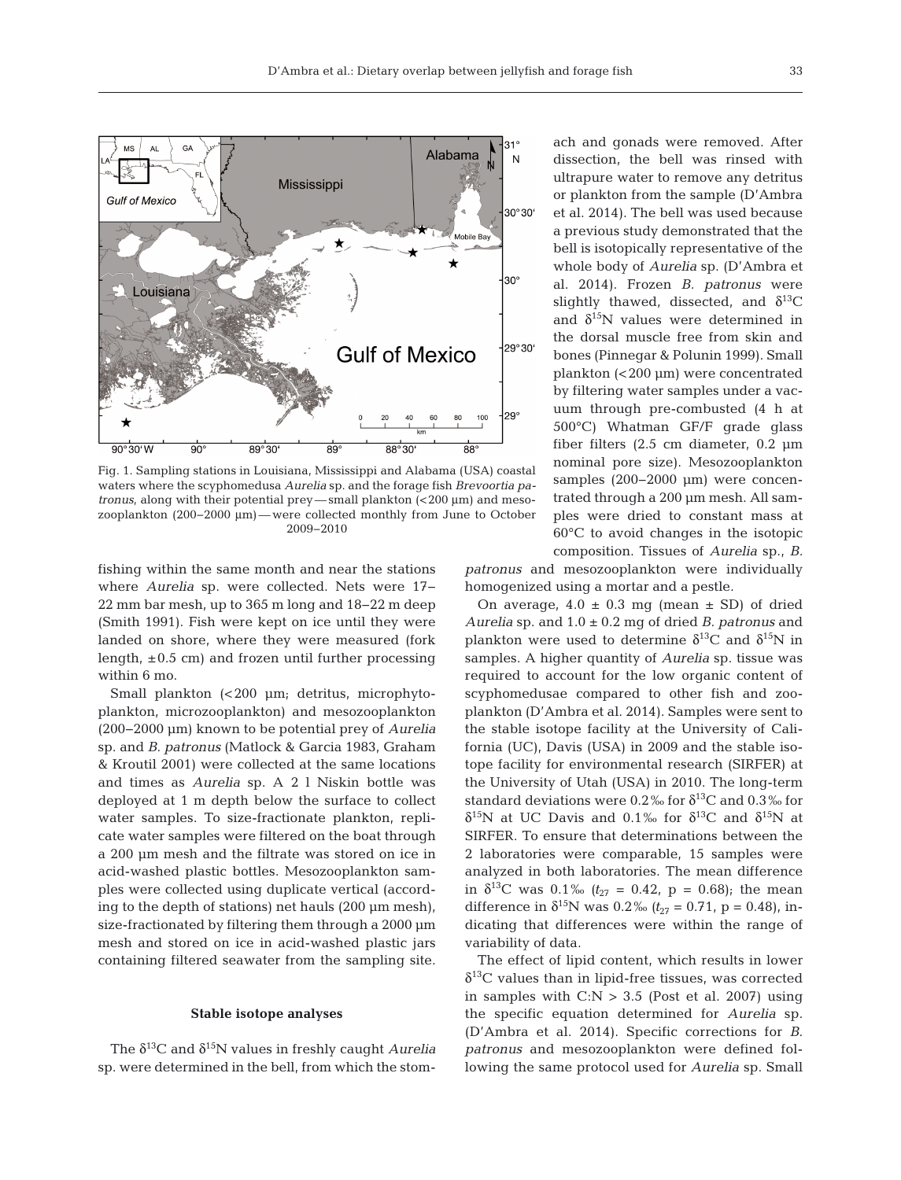Fig. 1. Sampling stations in Louisiana, Mississippi and Alabama (USA) coastal waters where the scyphomedusa *Aurelia* sp. and the forage fish *Brevoortia patronus*, along with their potential prey — small plankton (<200 µm) and mesozooplankton (200–2000 µm) — were collected monthly from June to October 2009–2010

fishing within the same month and near the stations where *Aurelia* sp. were collected. Nets were 17–22 mm bar mesh, up to 365 m long and 18–22 m deep (Smith 1991). Fish were kept on ice until they were landed on shore, where they were measured (fork length, ±0.5 cm) and frozen until further processing within 6 mo.

Small plankton (<200 µm; detritus, microphytoplankton, microzooplankton) and mesozooplankton (200–2000 µm) known to be potential prey of *Aurelia* sp. and *B. patronus* (Matlock & Garcia 1983, Graham & Kroutil 2001) were collected at the same locations and times as *Aurelia* sp. A 2 l Niskin bottle was deployed at 1 m depth below the surface to collect water samples. To size-fractionate plankton, replicate water samples were filtered on the boat through a 200 µm mesh and the filtrate was stored on ice in acid-washed plastic bottles. Mesozooplankton samples were collected using duplicate vertical (according to the depth of stations) net hauls (200 µm mesh), size-fractionated by filtering them through a 2000 µm mesh and stored on ice in acid-washed plastic jars containing filtered seawater from the sampling site.

## Stable isotope analyses

The $\delta^{13}C$ and $\delta^{15}N$ values in freshly caught *Aurelia* sp. were determined in the bell, from which the stomach and gonads were removed. After dissection, the bell was rinsed with ultrapure water to remove any detritus or plankton from the sample (D'Ambra et al. 2014). The bell was used because a previous study demonstrated that the bell is isotopically representative of the whole body of *Aurelia* sp. (D'Ambra et al. 2014). Frozen *B. patronus* were slightly thawed, dissected, and $\delta^{13}C$ and $\delta^{15}N$ values were determined in the dorsal muscle free from skin and bones (Pinnegar & Polunin 1999). Small plankton (<200 µm) were concentrated by filtering water samples under a vacuum through pre-combusted (4 h at 500°C) Whatman GF/F grade glass fiber filters (2.5 cm diameter, 0.2 µm nominal pore size). Mesozooplankton samples (200–2000 µm) were concentrated through a 200 µm mesh. All samples were dried to constant mass at 60°C to avoid changes in the isotopic composition. Tissues of *Aurelia* sp., *B. patronus* and mesozooplankton were individually homogenized using a mortar and a pestle.

On average, 4.0 ± 0.3 mg (mean ± SD) of dried *Aurelia* sp. and 1.0 ± 0.2 mg of dried *B. patronus* and plankton were used to determine $\delta^{13}C$ and $\delta^{15}N$ in samples. A higher quantity of *Aurelia* sp. tissue was required to account for the low organic content of scyphomedusae compared to other fish and zooplankton (D'Ambra et al. 2014). Samples were sent to the stable isotope facility at the University of California (UC), Davis (USA) in 2009 and the stable isotope facility for environmental research (SIRFER) at the University of Utah (USA) in 2010. The long-term standard deviations were 0.2‰ for $\delta^{13}C$ and 0.3‰ for $\delta^{15}N$ at UC Davis and 0.1‰ for $\delta^{13}C$ and $\delta^{15}N$ at SIRFER. To ensure that determinations between the 2 laboratories were comparable, 15 samples were analyzed in both laboratories. The mean difference in $\delta^{13}C$ was 0.1‰ ($t_{27}$ = 0.42, p = 0.68); the mean difference in $\delta^{15}N$ was 0.2‰ ($t_{27}$ = 0.71, p = 0.48), indicating that differences were within the range of variability of data.

The effect of lipid content, which results in lower $\delta^{13}C$ values than in lipid-free tissues, was corrected in samples with C:N > 3.5 (Post et al. 2007) using the specific equation determined for *Aurelia* sp. (D'Ambra et al. 2014). Specific corrections for *B. patronus* and mesozooplankton were defined following the same protocol used for *Aurelia* sp. Small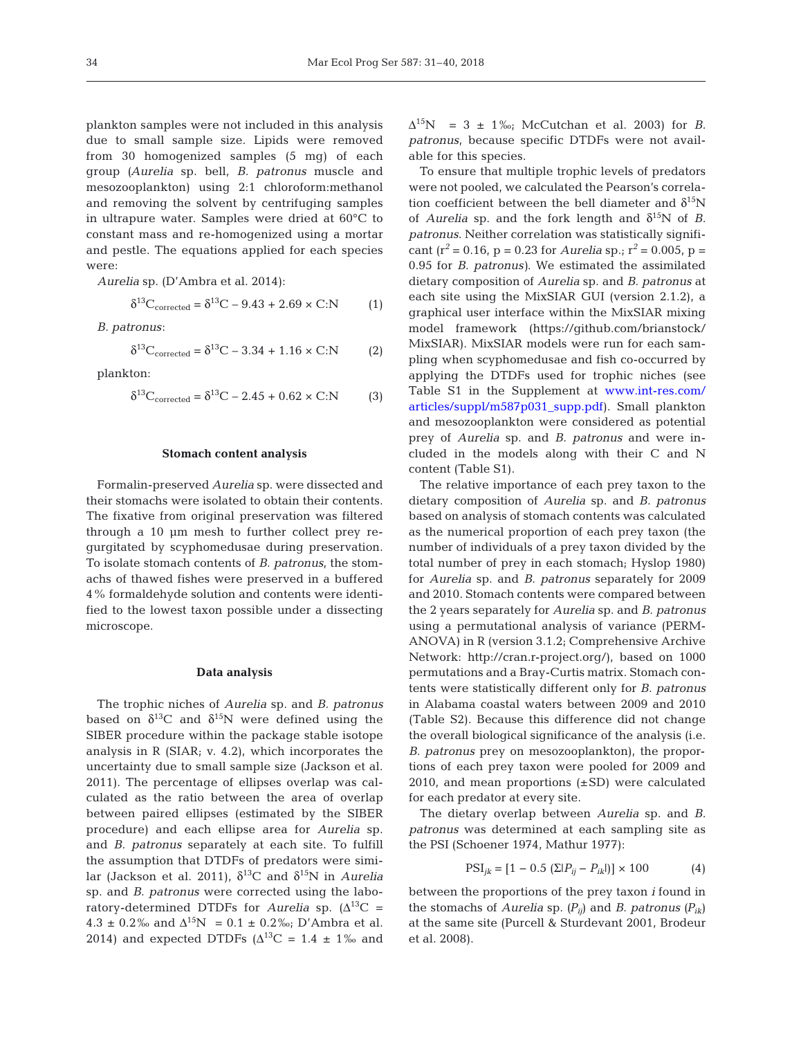plankton samples were not included in this analysis due to small sample size. Lipids were removed from 30 homogenized samples (5 mg) of each group (*Aurelia* sp. bell, *B. patronus* muscle and mesozooplankton) using 2:1 chloroform:methanol and removing the solvent by centrifuging samples in ultrapure water. Samples were dried at 60°C to constant mass and re-homogenized using a mortar and pestle. The equations applied for each species were:

*Aurelia* sp. (D'Ambra et al. 2014):

$$\delta^{13}C_{corrected} = \delta^{13}C - 9.43 + 2.69 \times C{:}N \tag{1}$$

*B. patronus*:

$$\delta^{13}C_{corrected} = \delta^{13}C - 3.34 + 1.16 \times C{:}N \tag{2}$$

plankton:

$$\delta^{13}C_{corrected} = \delta^{13}C - 2.45 + 0.62 \times C{:}N \tag{3}$$

### Stomach content analysis

Formalin-preserved *Aurelia* sp. were dissected and their stomachs were isolated to obtain their contents. The fixative from original preservation was filtered through a 10 µm mesh to further collect prey regurgitated by scyphomedusae during preservation. To isolate stomach contents of *B. patronus*, the stomachs of thawed fishes were preserved in a buffered 4% formaldehyde solution and contents were identified to the lowest taxon possible under a dissecting microscope.

### Data analysis

The trophic niches of *Aurelia* sp. and *B. patronus* based on $\delta^{13}C$ and $\delta^{15}N$ were defined using the SIBER procedure within the package stable isotope analysis in R (SIAR; v. 4.2), which incorporates the uncertainty due to small sample size (Jackson et al. 2011). The percentage of ellipses overlap was calculated as the ratio between the area of overlap between paired ellipses (estimated by the SIBER procedure) and each ellipse area for *Aurelia* sp. and *B. patronus* separately at each site. To fulfill the assumption that DTDFs of predators were similar (Jackson et al. 2011), $\delta^{13}C$ and $\delta^{15}N$ in *Aurelia* sp. and *B. patronus* were corrected using the laboratory-determined DTDFs for *Aurelia* sp. ($\Delta^{13}C$ = 4.3 ± 0.2‰ and $\Delta^{15}N$ = 0.1 ± 0.2‰; D'Ambra et al. 2014) and expected DTDFs ($\Delta^{13}C$ = 1.4 ± 1‰ and $\Delta^{15}N$ = 3 ± 1‰; McCutchan et al. 2003) for *B. patronus*, because specific DTDFs were not available for this species.

To ensure that multiple trophic levels of predators were not pooled, we calculated the Pearson's correlation coefficient between the bell diameter and $\delta^{15}N$ of *Aurelia* sp. and the fork length and $\delta^{15}N$ of *B. patronus*. Neither correlation was statistically significant ($r^2$ = 0.16, p = 0.23 for *Aurelia* sp.; $r^2$ = 0.005, p = 0.95 for *B. patronus*). We estimated the assimilated dietary composition of *Aurelia* sp. and *B. patronus* at each site using the MixSIAR GUI (version 2.1.2), a graphical user interface within the MixSIAR mixing model framework (https://github.com/brianstock/MixSIAR). MixSIAR models were run for each sampling when scyphomedusae and fish co-occurred by applying the DTDFs used for trophic niches (see Table S1 in the Supplement at www.int-res.com/articles/suppl/m587p031_supp.pdf). Small plankton and mesozooplankton were considered as potential prey of *Aurelia* sp. and *B. patronus* and were included in the models along with their C and N content (Table S1).

The relative importance of each prey taxon to the dietary composition of *Aurelia* sp. and *B. patronus* based on analysis of stomach contents was calculated as the numerical proportion of each prey taxon (the number of individuals of a prey taxon divided by the total number of prey in each stomach; Hyslop 1980) for *Aurelia* sp. and *B. patronus* separately for 2009 and 2010. Stomach contents were compared between the 2 years separately for *Aurelia* sp. and *B. patronus* using a permutational analysis of variance (PERMANOVA) in R (version 3.1.2; Comprehensive Archive Network: http://cran.r-project.org/), based on 1000 permutations and a Bray-Curtis matrix. Stomach contents were statistically different only for *B. patronus* in Alabama coastal waters between 2009 and 2010 (Table S2). Because this difference did not change the overall biological significance of the analysis (i.e. *B. patronus* prey on mesozooplankton), the proportions of each prey taxon were pooled for 2009 and 2010, and mean proportions (±SD) were calculated for each predator at every site.

The dietary overlap between *Aurelia* sp. and *B. patronus* was determined at each sampling site as the PSI (Schoener 1974, Mathur 1977):

$$PSI_{jk} = [1 - 0.5\ (\Sigma|P_{ij} - P_{ik}|)] \times 100 \tag{4}$$

between the proportions of the prey taxon $i$ found in the stomachs of *Aurelia* sp. ($P_{ij}$) and *B. patronus* ($P_{ik}$) at the same site (Purcell & Sturdevant 2001, Brodeur et al. 2008).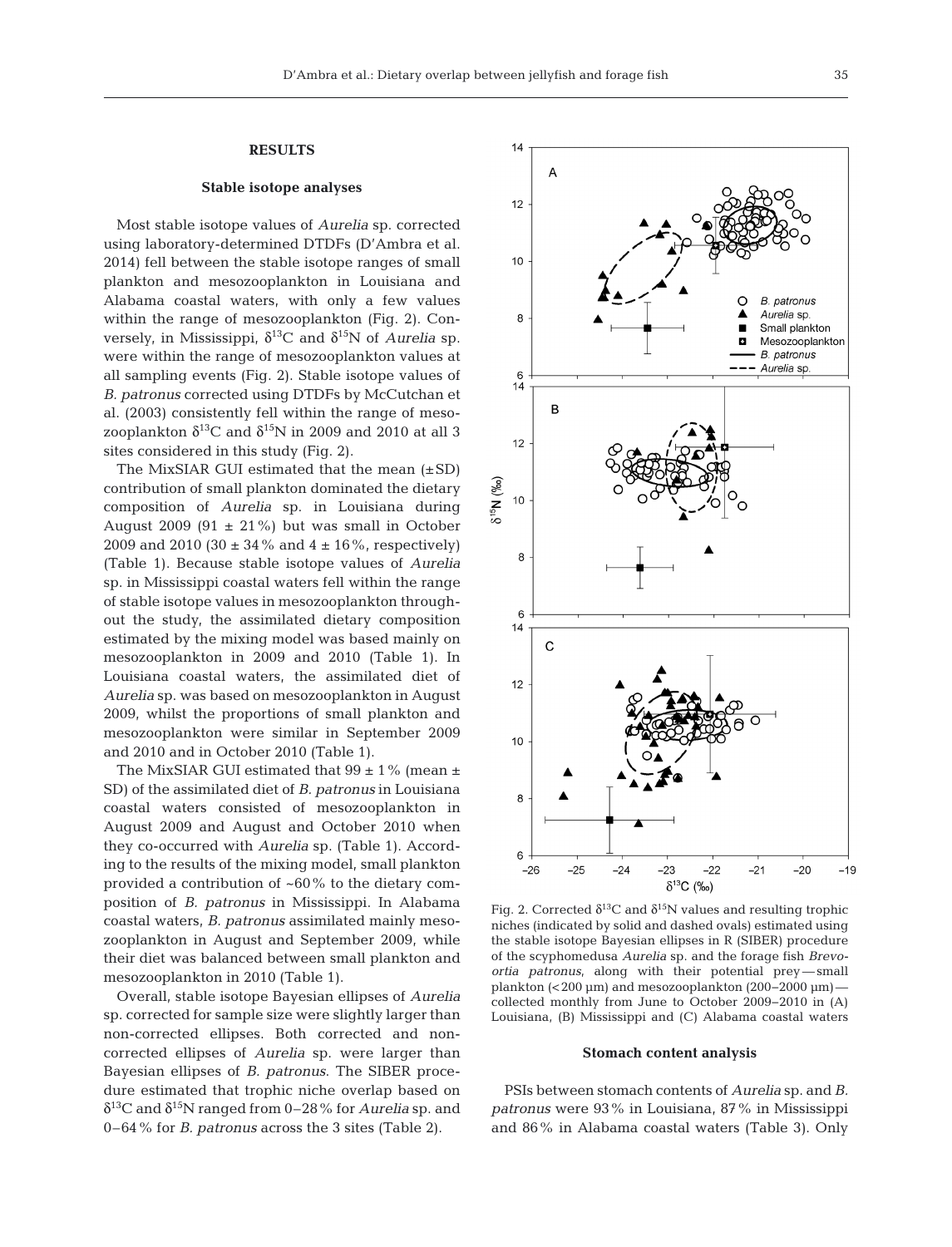## RESULTS

### Stable isotope analyses

Most stable isotope values of *Aurelia* sp. corrected using laboratory-determined DTDFs (D'Ambra et al. 2014) fell between the stable isotope ranges of small plankton and mesozooplankton in Louisiana and Alabama coastal waters, with only a few values within the range of mesozooplankton (Fig. 2). Conversely, in Mississippi, $\delta^{13}C$ and $\delta^{15}N$ of *Aurelia* sp. were within the range of mesozooplankton values at all sampling events (Fig. 2). Stable isotope values of *B. patronus* corrected using DTDFs by McCutchan et al. (2003) consistently fell within the range of mesozooplankton $\delta^{13}C$ and $\delta^{15}N$ in 2009 and 2010 at all 3 sites considered in this study (Fig. 2).

The MixSIAR GUI estimated that the mean (±SD) contribution of small plankton dominated the dietary composition of *Aurelia* sp. in Louisiana during August 2009 (91 ± 21%) but was small in October 2009 and 2010 (30 ± 34% and 4 ± 16%, respectively) (Table 1). Because stable isotope values of *Aurelia* sp. in Mississippi coastal waters fell within the range of stable isotope values in mesozooplankton throughout the study, the assimilated dietary composition estimated by the mixing model was based mainly on mesozooplankton in 2009 and 2010 (Table 1). In Louisiana coastal waters, the assimilated diet of *Aurelia* sp. was based on mesozooplankton in August 2009, whilst the proportions of small plankton and mesozooplankton were similar in September 2009 and 2010 and in October 2010 (Table 1).

The MixSIAR GUI estimated that 99 ± 1% (mean ± SD) of the assimilated diet of *B. patronus* in Louisiana coastal waters consisted of mesozooplankton in August 2009 and August and October 2010 when they co-occurred with *Aurelia* sp. (Table 1). According to the results of the mixing model, small plankton provided a contribution of ~60% to the dietary composition of *B. patronus* in Mississippi. In Alabama coastal waters, *B. patronus* assimilated mainly mesozooplankton in August and September 2009, while their diet was balanced between small plankton and mesozooplankton in 2010 (Table 1).

Overall, stable isotope Bayesian ellipses of *Aurelia* sp. corrected for sample size were slightly larger than non-corrected ellipses. Both corrected and non-corrected ellipses of *Aurelia* sp. were larger than Bayesian ellipses of *B. patronus*. The SIBER procedure estimated that trophic niche overlap based on $\delta^{13}C$ and $\delta^{15}N$ ranged from 0–28% for *Aurelia* sp. and 0–64% for *B. patronus* across the 3 sites (Table 2).

Fig. 2. Corrected $\delta^{13}C$ and $\delta^{15}N$ values and resulting trophic niches (indicated by solid and dashed ovals) estimated using the stable isotope Bayesian ellipses in R (SIBER) procedure of the scyphomedusa *Aurelia* sp. and the forage fish *Brevoortia patronus*, along with their potential prey — small plankton (<200 µm) and mesozooplankton (200–2000 µm) — collected monthly from June to October 2009–2010 in (A) Louisiana, (B) Mississippi and (C) Alabama coastal waters

### Stomach content analysis

PSIs between stomach contents of *Aurelia* sp. and *B. patronus* were 93% in Louisiana, 87% in Mississippi and 86% in Alabama coastal waters (Table 3). Only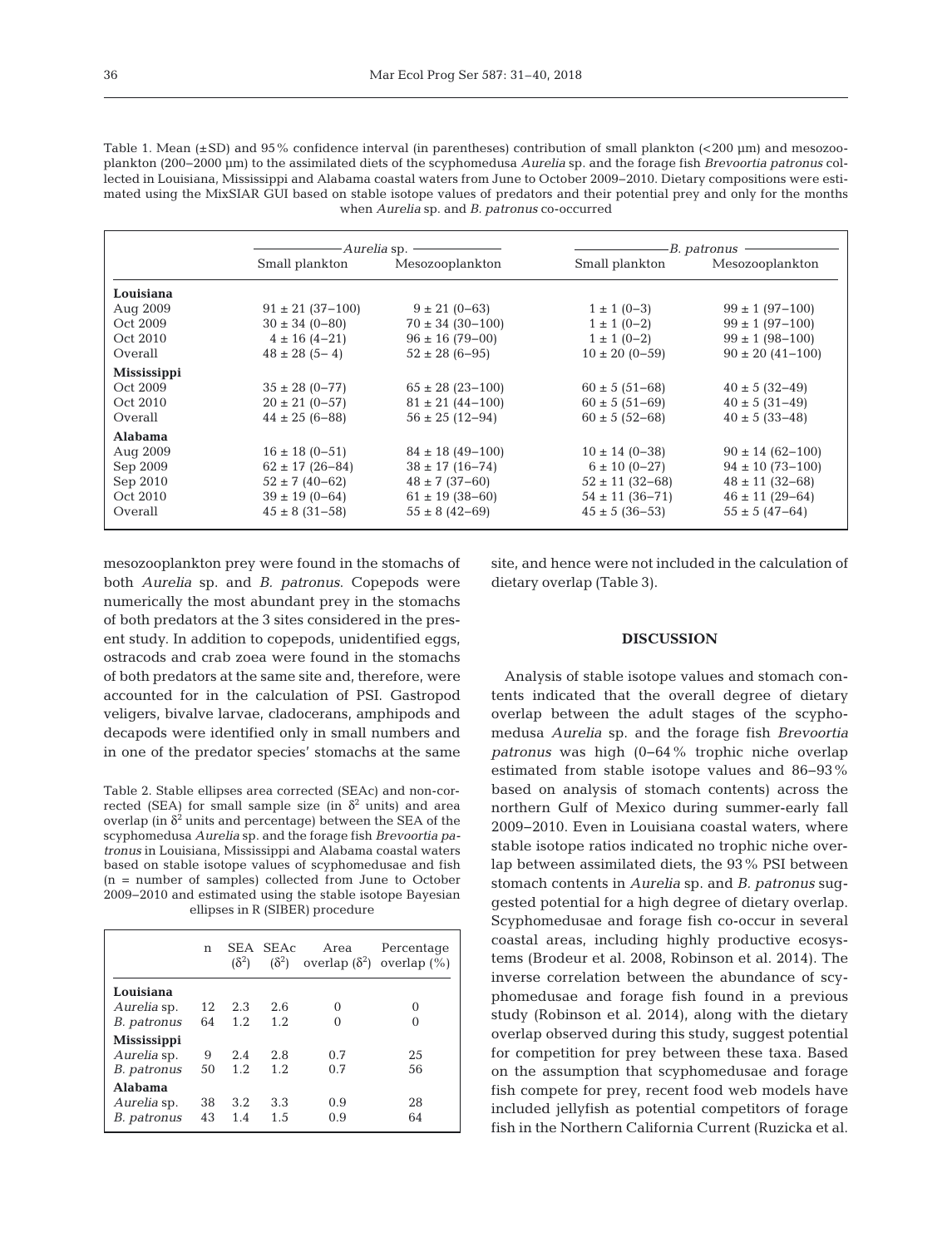Table 1. Mean (±SD) and 95% confidence interval (in parentheses) contribution of small plankton (<200 µm) and mesozooplankton (200–2000 µm) to the assimilated diets of the scyphomedusa *Aurelia* sp. and the forage fish *Brevoortia patronus* collected in Louisiana, Mississippi and Alabama coastal waters from June to October 2009–2010. Dietary compositions were estimated using the MixSIAR GUI based on stable isotope values of predators and their potential prey and only for the months when *Aurelia* sp. and *B. patronus* co-occurred

| | *Aurelia* sp. | | *B. patronus* | |
|---|---|---|---|---|
| | Small plankton | Mesozooplankton | Small plankton | Mesozooplankton |
| **Louisiana** | | | | |
| Aug 2009 | 91 ± 21 (37–100) | 9 ± 21 (0–63) | 1 ± 1 (0–3) | 99 ± 1 (97–100) |
| Oct 2009 | 30 ± 34 (0–80) | 70 ± 34 (30–100) | 1 ± 1 (0–2) | 99 ± 1 (97–100) |
| Oct 2010 | 4 ± 16 (4–21) | 96 ± 16 (79–00) | 1 ± 1 (0–2) | 99 ± 1 (98–100) |
| Overall | 48 ± 28 (5– 4) | 52 ± 28 (6–95) | 10 ± 20 (0–59) | 90 ± 20 (41–100) |
| **Mississippi** | | | | |
| Oct 2009 | 35 ± 28 (0–77) | 65 ± 28 (23–100) | 60 ± 5 (51–68) | 40 ± 5 (32–49) |
| Oct 2010 | 20 ± 21 (0–57) | 81 ± 21 (44–100) | 60 ± 5 (51–69) | 40 ± 5 (31–49) |
| Overall | 44 ± 25 (6–88) | 56 ± 25 (12–94) | 60 ± 5 (52–68) | 40 ± 5 (33–48) |
| **Alabama** | | | | |
| Aug 2009 | 16 ± 18 (0–51) | 84 ± 18 (49–100) | 10 ± 14 (0–38) | 90 ± 14 (62–100) |
| Sep 2009 | 62 ± 17 (26–84) | 38 ± 17 (16–74) | 6 ± 10 (0–27) | 94 ± 10 (73–100) |
| Sep 2010 | 52 ± 7 (40–62) | 48 ± 7 (37–60) | 52 ± 11 (32–68) | 48 ± 11 (32–68) |
| Oct 2010 | 39 ± 19 (0–64) | 61 ± 19 (38–60) | 54 ± 11 (36–71) | 46 ± 11 (29–64) |
| Overall | 45 ± 8 (31–58) | 55 ± 8 (42–69) | 45 ± 5 (36–53) | 55 ± 5 (47–64) |

mesozooplankton prey were found in the stomachs of both *Aurelia* sp. and *B. patronus*. Copepods were numerically the most abundant prey in the stomachs of both predators at the 3 sites considered in the present study. In addition to copepods, unidentified eggs, ostracods and crab zoea were found in the stomachs of both predators at the same site and, therefore, were accounted for in the calculation of PSI. Gastropod veligers, bivalve larvae, cladocerans, amphipods and decapods were identified only in small numbers and in one of the predator species' stomachs at the same site, and hence were not included in the calculation of dietary overlap (Table 3).

Table 2. Stable ellipses area corrected (SEAc) and non-corrected (SEA) for small sample size (in $\delta^2$ units) and area overlap (in $\delta^2$ units and percentage) between the SEA of the scyphomedusa *Aurelia* sp. and the forage fish *Brevoortia patronus* in Louisiana, Mississippi and Alabama coastal waters based on stable isotope values of scyphomedusae and fish (n = number of samples) collected from June to October 2009–2010 and estimated using the stable isotope Bayesian ellipses in R (SIBER) procedure

| | n | SEA ($\delta^2$) | SEAc ($\delta^2$) | Area overlap ($\delta^2$) | Percentage overlap (%) |
|---|---|---|---|---|---|
| **Louisiana** | | | | | |
| *Aurelia* sp. | 12 | 2.3 | 2.6 | 0 | 0 |
| *B. patronus* | 64 | 1.2 | 1.2 | 0 | 0 |
| **Mississippi** | | | | | |
| *Aurelia* sp. | 9 | 2.4 | 2.8 | 0.7 | 25 |
| *B. patronus* | 50 | 1.2 | 1.2 | 0.7 | 56 |
| **Alabama** | | | | | |
| *Aurelia* sp. | 38 | 3.2 | 3.3 | 0.9 | 28 |
| *B. patronus* | 43 | 1.4 | 1.5 | 0.9 | 64 |

## DISCUSSION

Analysis of stable isotope values and stomach contents indicated that the overall degree of dietary overlap between the adult stages of the scyphomedusa *Aurelia* sp. and the forage fish *Brevoortia patronus* was high (0–64% trophic niche overlap estimated from stable isotope values and 86–93% based on analysis of stomach contents) across the northern Gulf of Mexico during summer-early fall 2009–2010. Even in Louisiana coastal waters, where stable isotope ratios indicated no trophic niche overlap between assimilated diets, the 93% PSI between stomach contents in *Aurelia* sp. and *B. patronus* suggested potential for a high degree of dietary overlap. Scyphomedusae and forage fish co-occur in several coastal areas, including highly productive ecosystems (Brodeur et al. 2008, Robinson et al. 2014). The inverse correlation between the abundance of scyphomedusae and forage fish found in a previous study (Robinson et al. 2014), along with the dietary overlap observed during this study, suggest potential for competition for prey between these taxa. Based on the assumption that scyphomedusae and forage fish compete for prey, recent food web models have included jellyfish as potential competitors of forage fish in the Northern California Current (Ruzicka et al.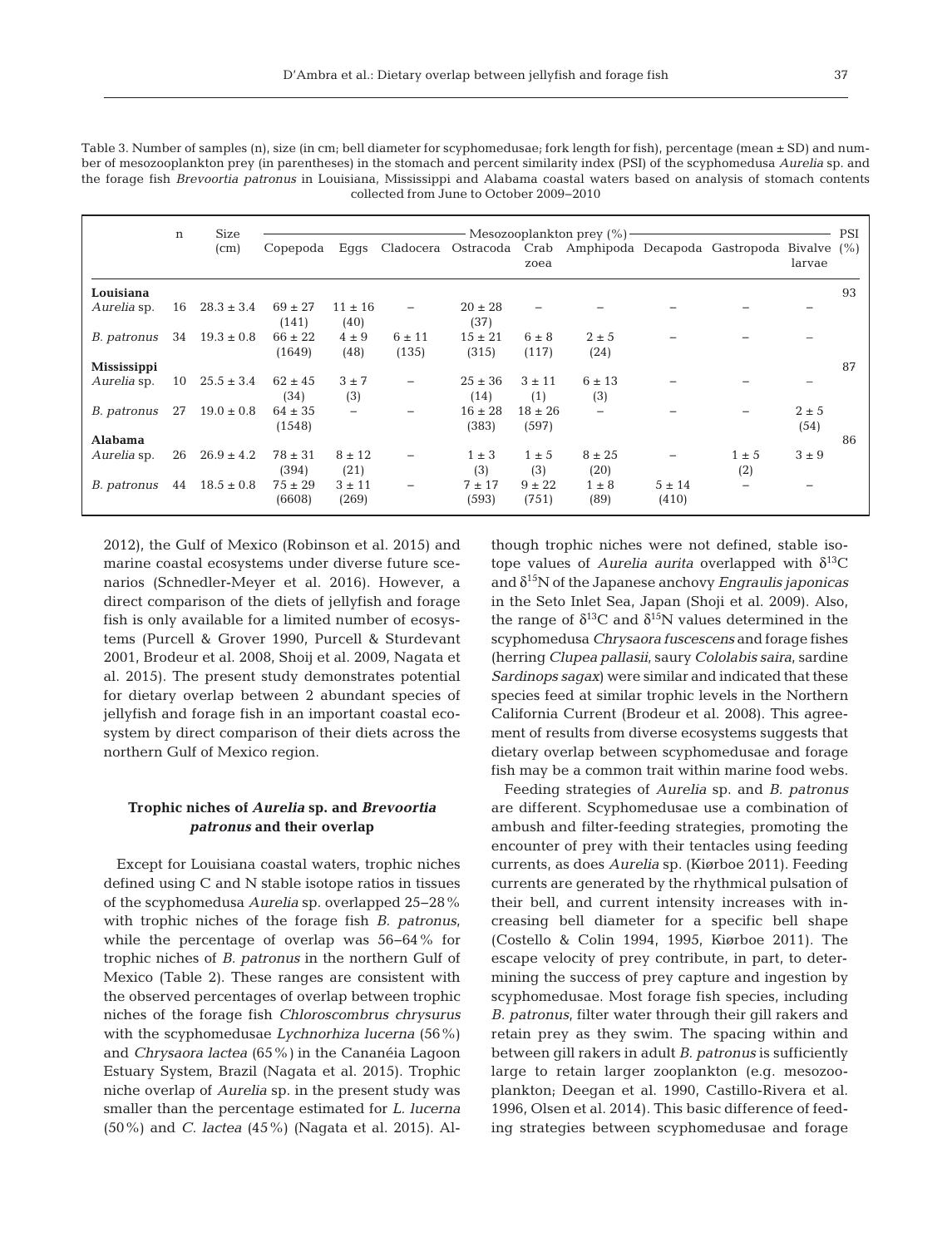Table 3. Number of samples (n), size (in cm; bell diameter for scyphomedusae; fork length for fish), percentage (mean ± SD) and number of mesozooplankton prey (in parentheses) in the stomach and percent similarity index (PSI) of the scyphomedusa *Aurelia* sp. and the forage fish *Brevoortia patronus* in Louisiana, Mississippi and Alabama coastal waters based on analysis of stomach contents collected from June to October 2009–2010

| | n | Size (cm) | Mesozooplankton prey (%) | | | | | | | | | PSI (%) |
|---|---|---|---|---|---|---|---|---|---|---|---|---|
| | | | Copepoda | Eggs | Cladocera | Ostracoda | Crab zoea | Amphipoda | Decapoda | Gastropoda | Bivalve larvae | |
| **Louisiana** | | | | | | | | | | | | 93 |
| *Aurelia* sp. | 16 | 28.3 ± 3.4 | 69 ± 27 (141) | 11 ± 16 (40) | – | 20 ± 28 (37) | – | – | – | – | – | |
| *B. patronus* | 34 | 19.3 ± 0.8 | 66 ± 22 (1649) | 4 ± 9 (48) | 6 ± 11 (135) | 15 ± 21 (315) | 6 ± 8 (117) | 2 ± 5 (24) | – | – | – | |
| **Mississippi** | | | | | | | | | | | | 87 |
| *Aurelia* sp. | 10 | 25.5 ± 3.4 | 62 ± 45 (34) | 3 ± 7 (3) | – | 25 ± 36 (14) | 3 ± 11 (1) | 6 ± 13 (3) | – | – | – | |
| *B. patronus* | 27 | 19.0 ± 0.8 | 64 ± 35 (1548) | – | – | 16 ± 28 (383) | 18 ± 26 (597) | – | – | – | 2 ± 5 (54) | |
| **Alabama** | | | | | | | | | | | | 86 |
| *Aurelia* sp. | 26 | 26.9 ± 4.2 | 78 ± 31 (394) | 8 ± 12 (21) | – | 1 ± 3 (3) | 1 ± 5 (3) | 8 ± 25 (20) | – | 1 ± 5 (2) | 3 ± 9 | |
| *B. patronus* | 44 | 18.5 ± 0.8 | 75 ± 29 (6608) | 3 ± 11 (269) | – | 7 ± 17 (593) | 9 ± 22 (751) | 1 ± 8 (89) | 5 ± 14 (410) | – | – | |

2012), the Gulf of Mexico (Robinson et al. 2015) and marine coastal ecosystems under diverse future scenarios (Schnedler-Meyer et al. 2016). However, a direct comparison of the diets of jellyfish and forage fish is only available for a limited number of ecosystems (Purcell & Grover 1990, Purcell & Sturdevant 2001, Brodeur et al. 2008, Shoij et al. 2009, Nagata et al. 2015). The present study demonstrates potential for dietary overlap between 2 abundant species of jellyfish and forage fish in an important coastal ecosystem by direct comparison of their diets across the northern Gulf of Mexico region.

### Trophic niches of *Aurelia* sp. and *Brevoortia patronus* and their overlap

Except for Louisiana coastal waters, trophic niches defined using C and N stable isotope ratios in tissues of the scyphomedusa *Aurelia* sp. overlapped 25–28% with trophic niches of the forage fish *B. patronus*, while the percentage of overlap was 56–64% for trophic niches of *B. patronus* in the northern Gulf of Mexico (Table 2). These ranges are consistent with the observed percentages of overlap between trophic niches of the forage fish *Chloroscombrus chrysurus* with the scyphomedusae *Lychnorhiza lucerna* (56%) and *Chrysaora lactea* (65%) in the Cananéia Lagoon Estuary System, Brazil (Nagata et al. 2015). Trophic niche overlap of *Aurelia* sp. in the present study was smaller than the percentage estimated for *L. lucerna* (50%) and *C. lactea* (45%) (Nagata et al. 2015). Although trophic niches were not defined, stable isotope values of *Aurelia aurita* overlapped with $\delta^{13}C$ and $\delta^{15}N$ of the Japanese anchovy *Engraulis japonicas* in the Seto Inlet Sea, Japan (Shoji et al. 2009). Also, the range of $\delta^{13}C$ and $\delta^{15}N$ values determined in the scyphomedusa *Chrysaora fuscescens* and forage fishes (herring *Clupea pallasii*, saury *Cololabis saira*, sardine *Sardinops sagax*) were similar and indicated that these species feed at similar trophic levels in the Northern California Current (Brodeur et al. 2008). This agreement of results from diverse ecosystems suggests that dietary overlap between scyphomedusae and forage fish may be a common trait within marine food webs.

Feeding strategies of *Aurelia* sp. and *B. patronus* are different. Scyphomedusae use a combination of ambush and filter-feeding strategies, promoting the encounter of prey with their tentacles using feeding currents, as does *Aurelia* sp. (Kiørboe 2011). Feeding currents are generated by the rhythmical pulsation of their bell, and current intensity increases with increasing bell diameter for a specific bell shape (Costello & Colin 1994, 1995, Kiørboe 2011). The escape velocity of prey contribute, in part, to determining the success of prey capture and ingestion by scyphomedusae. Most forage fish species, including *B. patronus*, filter water through their gill rakers and retain prey as they swim. The spacing within and between gill rakers in adult *B. patronus* is sufficiently large to retain larger zooplankton (e.g. mesozooplankton; Deegan et al. 1990, Castillo-Rivera et al. 1996, Olsen et al. 2014). This basic difference of feeding strategies between scyphomedusae and forage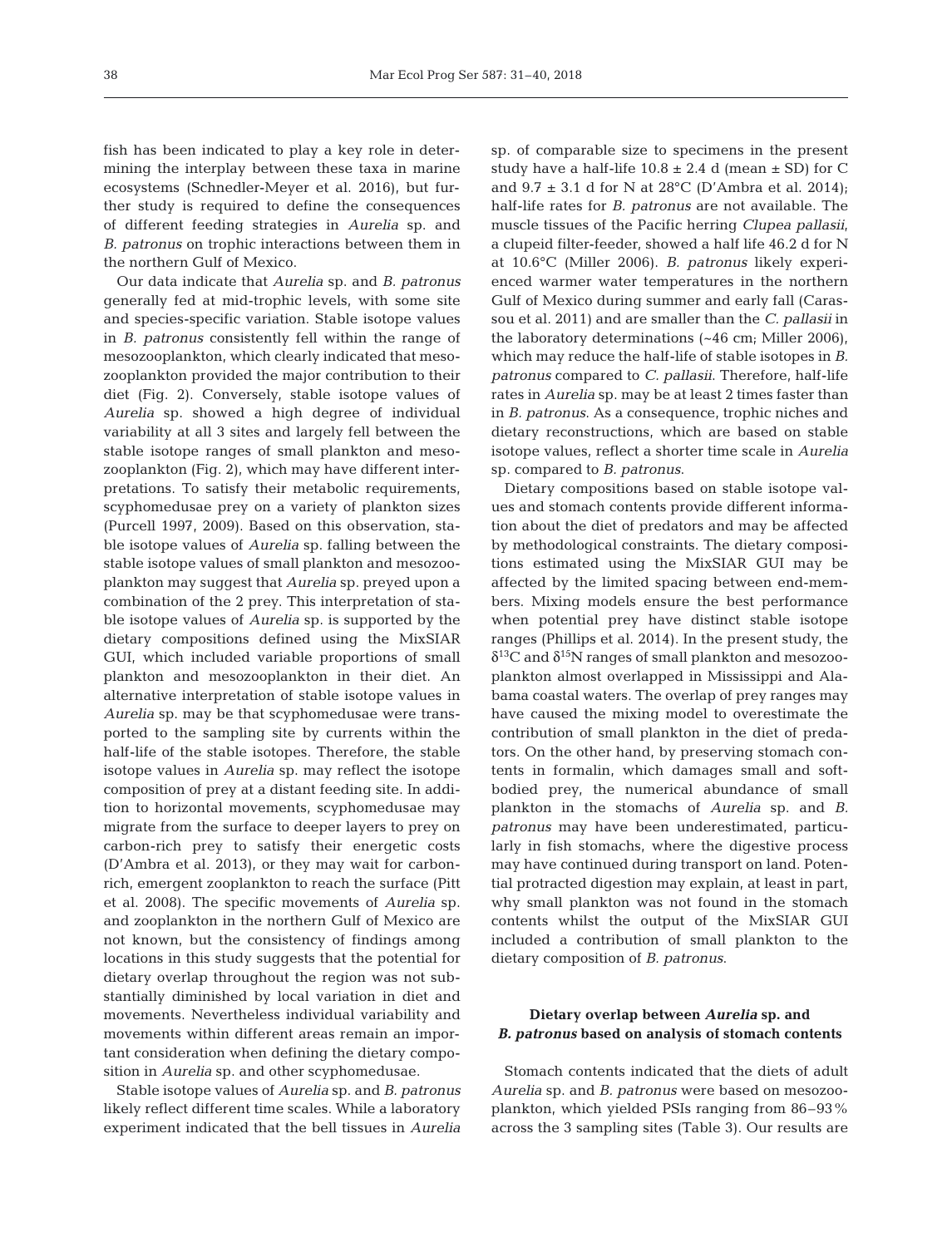fish has been indicated to play a key role in determining the interplay between these taxa in marine ecosystems (Schnedler-Meyer et al. 2016), but further study is required to define the consequences of different feeding strategies in *Aurelia* sp. and *B. patronus* on trophic interactions between them in the northern Gulf of Mexico.

Our data indicate that *Aurelia* sp. and *B. patronus* generally fed at mid-trophic levels, with some site and species-specific variation. Stable isotope values in *B. patronus* consistently fell within the range of mesozooplankton, which clearly indicated that mesozooplankton provided the major contribution to their diet (Fig. 2). Conversely, stable isotope values of *Aurelia* sp. showed a high degree of individual variability at all 3 sites and largely fell between the stable isotope ranges of small plankton and mesozooplankton (Fig. 2), which may have different interpretations. To satisfy their metabolic requirements, scyphomedusae prey on a variety of plankton sizes (Purcell 1997, 2009). Based on this observation, stable isotope values of *Aurelia* sp. falling between the stable isotope values of small plankton and mesozooplankton may suggest that *Aurelia* sp. preyed upon a combination of the 2 prey. This interpretation of stable isotope values of *Aurelia* sp. is supported by the dietary compositions defined using the MixSIAR GUI, which included variable proportions of small plankton and mesozooplankton in their diet. An alternative interpretation of stable isotope values in *Aurelia* sp. may be that scyphomedusae were transported to the sampling site by currents within the half-life of the stable isotopes. Therefore, the stable isotope values in *Aurelia* sp. may reflect the isotope composition of prey at a distant feeding site. In addition to horizontal movements, scyphomedusae may migrate from the surface to deeper layers to prey on carbon-rich prey to satisfy their energetic costs (D'Ambra et al. 2013), or they may wait for carbon-rich, emergent zooplankton to reach the surface (Pitt et al. 2008). The specific movements of *Aurelia* sp. and zooplankton in the northern Gulf of Mexico are not known, but the consistency of findings among locations in this study suggests that the potential for dietary overlap throughout the region was not substantially diminished by local variation in diet and movements. Nevertheless individual variability and movements within different areas remain an important consideration when defining the dietary composition in *Aurelia* sp. and other scyphomedusae.

Stable isotope values of *Aurelia* sp. and *B. patronus* likely reflect different time scales. While a laboratory experiment indicated that the bell tissues in *Aurelia* sp. of comparable size to specimens in the present study have a half-life $10.8 \pm 2.4$ d (mean $\pm$ SD) for C and $9.7 \pm 3.1$ d for N at 28°C (D'Ambra et al. 2014); half-life rates for *B. patronus* are not available. The muscle tissues of the Pacific herring *Clupea pallasii*, a clupeid filter-feeder, showed a half life 46.2 d for N at 10.6°C (Miller 2006). *B. patronus* likely experienced warmer water temperatures in the northern Gulf of Mexico during summer and early fall (Carassou et al. 2011) and are smaller than the *C. pallasii* in the laboratory determinations (~46 cm; Miller 2006), which may reduce the half-life of stable isotopes in *B. patronus* compared to *C. pallasii*. Therefore, half-life rates in *Aurelia* sp. may be at least 2 times faster than in *B. patronus*. As a consequence, trophic niches and dietary reconstructions, which are based on stable isotope values, reflect a shorter time scale in *Aurelia* sp. compared to *B. patronus*.

Dietary compositions based on stable isotope values and stomach contents provide different information about the diet of predators and may be affected by methodological constraints. The dietary compositions estimated using the MixSIAR GUI may be affected by the limited spacing between end-members. Mixing models ensure the best performance when potential prey have distinct stable isotope ranges (Phillips et al. 2014). In the present study, the $\delta^{13}$C and $\delta^{15}$N ranges of small plankton and mesozooplankton almost overlapped in Mississippi and Alabama coastal waters. The overlap of prey ranges may have caused the mixing model to overestimate the contribution of small plankton in the diet of predators. On the other hand, by preserving stomach contents in formalin, which damages small and soft-bodied prey, the numerical abundance of small plankton in the stomachs of *Aurelia* sp. and *B. patronus* may have been underestimated, particularly in fish stomachs, where the digestive process may have continued during transport on land. Potential protracted digestion may explain, at least in part, why small plankton was not found in the stomach contents whilst the output of the MixSIAR GUI included a contribution of small plankton to the dietary composition of *B. patronus*.

## Dietary overlap between *Aurelia* sp. and *B. patronus* based on analysis of stomach contents

Stomach contents indicated that the diets of adult *Aurelia* sp. and *B. patronus* were based on mesozooplankton, which yielded PSIs ranging from 86–93% across the 3 sampling sites (Table 3). Our results are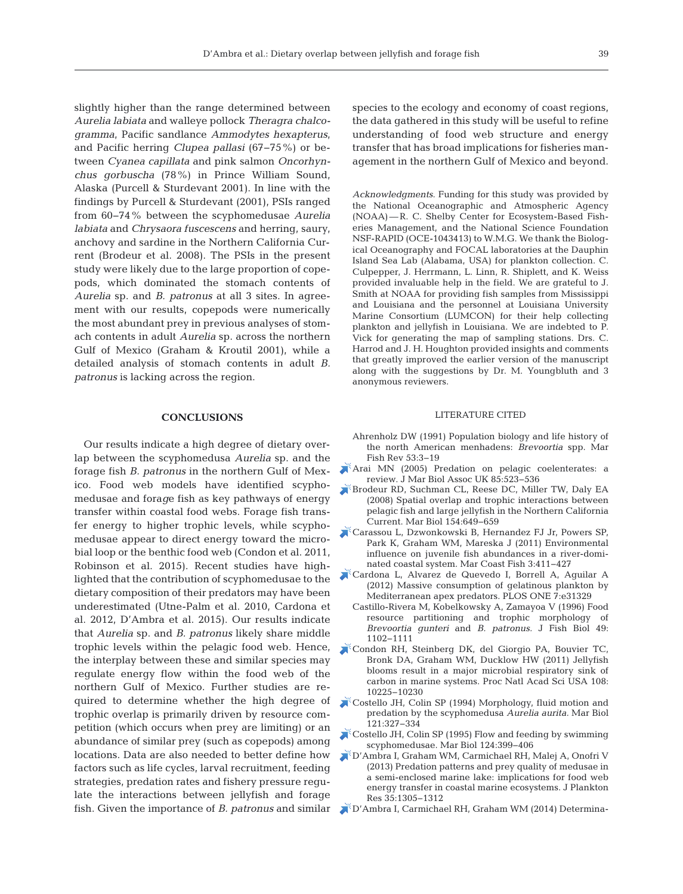slightly higher than the range determined between *Aurelia labiata* and walleye pollock *Theragra chalcogramma*, Pacific sandlance *Ammodytes hexapterus*, and Pacific herring *Clupea pallasi* (67–75%) or between *Cyanea capillata* and pink salmon *Oncorhynchus gorbuscha* (78%) in Prince William Sound, Alaska (Purcell & Sturdevant 2001). In line with the findings by Purcell & Sturdevant (2001), PSIs ranged from 60–74% between the scyphomedusae *Aurelia labiata* and *Chrysaora fuscescens* and herring, saury, anchovy and sardine in the Northern California Current (Brodeur et al. 2008). The PSIs in the present study were likely due to the large proportion of copepods, which dominated the stomach contents of *Aurelia* sp. and *B. patronus* at all 3 sites. In agreement with our results, copepods were numerically the most abundant prey in previous analyses of stomach contents in adult *Aurelia* sp. across the northern Gulf of Mexico (Graham & Kroutil 2001), while a detailed analysis of stomach contents in adult *B. patronus* is lacking across the region.

## CONCLUSIONS

Our results indicate a high degree of dietary overlap between the scyphomedusa *Aurelia* sp. and the forage fish *B. patronus* in the northern Gulf of Mexico. Food web models have identified scyphomedusae and forage fish as key pathways of energy transfer within coastal food webs. Forage fish transfer energy to higher trophic levels, while scyphomedusae appear to direct energy toward the microbial loop or the benthic food web (Condon et al. 2011, Robinson et al. 2015). Recent studies have highlighted that the contribution of scyphomedusae to the dietary composition of their predators may have been underestimated (Utne-Palm et al. 2010, Cardona et al. 2012, D'Ambra et al. 2015). Our results indicate that *Aurelia* sp. and *B. patronus* likely share middle trophic levels within the pelagic food web. Hence, the interplay between these and similar species may regulate energy flow within the food web of the northern Gulf of Mexico. Further studies are required to determine whether the high degree of trophic overlap is primarily driven by resource competition (which occurs when prey are limiting) or an abundance of similar prey (such as copepods) among locations. Data are also needed to better define how factors such as life cycles, larval recruitment, feeding strategies, predation rates and fishery pressure regulate the interactions between jellyfish and forage fish. Given the importance of *B. patronus* and similar species to the ecology and economy of coast regions, the data gathered in this study will be useful to refine understanding of food web structure and energy transfer that has broad implications for fisheries management in the northern Gulf of Mexico and beyond.

*Acknowledgments*. Funding for this study was provided by the National Oceanographic and Atmospheric Agency (NOAA) — R. C. Shelby Center for Ecosystem-Based Fisheries Management, and the National Science Foundation NSF-RAPID (OCE-1043413) to W.M.G. We thank the Biological Oceanography and FOCAL laboratories at the Dauphin Island Sea Lab (Alabama, USA) for plankton collection. C. Culpepper, J. Herrmann, L. Linn, R. Shiplett, and K. Weiss provided invaluable help in the field. We are grateful to J. Smith at NOAA for providing fish samples from Mississippi and Louisiana and the personnel at Louisiana University Marine Consortium (LUMCON) for their help collecting plankton and jellyfish in Louisiana. We are indebted to P. Vick for generating the map of sampling stations. Drs. C. Harrod and J. H. Houghton provided insights and comments that greatly improved the earlier version of the manuscript along with the suggestions by Dr. M. Youngbluth and 3 anonymous reviewers.

## LITERATURE CITED

Ahrenholz DW (1991) Population biology and life history of the north American menhadens: *Brevoortia* spp. Mar Fish Rev 53:3–19

Arai MN (2005) Predation on pelagic coelenterates: a review. J Mar Biol Assoc UK 85:523–536

Brodeur RD, Suchman CL, Reese DC, Miller TW, Daly EA (2008) Spatial overlap and trophic interactions between pelagic fish and large jellyfish in the Northern California Current. Mar Biol 154:649–659

Carassou L, Dzwonkowski B, Hernandez FJ Jr, Powers SP, Park K, Graham WM, Mareska J (2011) Environmental influence on juvenile fish abundances in a river-dominated coastal system. Mar Coast Fish 3:411–427

Cardona L, Alvarez de Quevedo I, Borrell A, Aguilar A (2012) Massive consumption of gelatinous plankton by Mediterranean apex predators. PLOS ONE 7:e31329

Castillo-Rivera M, Kobelkowsky A, Zamayoa V (1996) Food resource partitioning and trophic morphology of *Brevoortia gunteri* and *B. patronus*. J Fish Biol 49: 1102–1111

Condon RH, Steinberg DK, del Giorgio PA, Bouvier TC, Bronk DA, Graham WM, Ducklow HW (2011) Jellyfish blooms result in a major microbial respiratory sink of carbon in marine systems. Proc Natl Acad Sci USA 108: 10225–10230

Costello JH, Colin SP (1994) Morphology, fluid motion and predation by the scyphomedusa *Aurelia aurita*. Mar Biol 121:327–334

Costello JH, Colin SP (1995) Flow and feeding by swimming scyphomedusae. Mar Biol 124:399–406

D'Ambra I, Graham WM, Carmichael RH, Malej A, Onofri V (2013) Predation patterns and prey quality of medusae in a semi-enclosed marine lake: implications for food web energy transfer in coastal marine ecosystems. J Plankton Res 35:1305–1312

D'Ambra I, Carmichael RH, Graham WM (2014) Determina-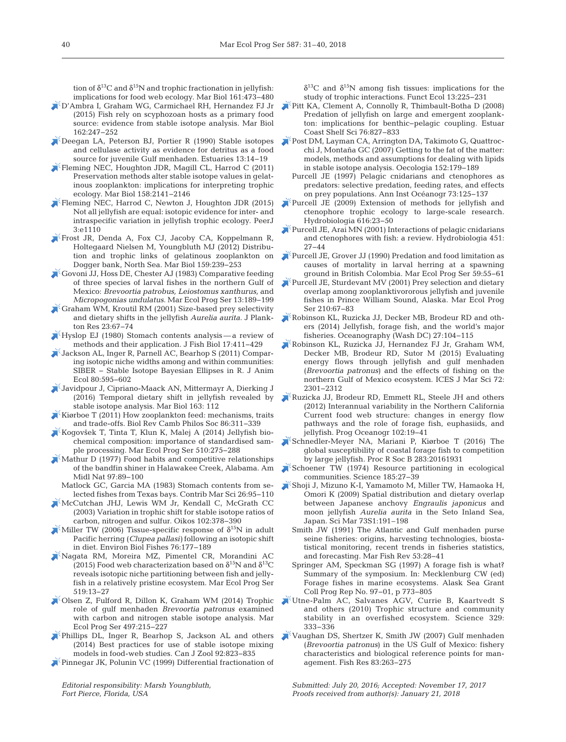tion of $\delta^{13}C$ and $\delta^{15}N$ and trophic fractionation in jellyfish: implications for food web ecology. Mar Biol 161:473–480

D'Ambra I, Graham WG, Carmichael RH, Hernandez FJ Jr (2015) Fish rely on scyphozoan hosts as a primary food source: evidence from stable isotope analysis. Mar Biol 162:247–252

Deegan LA, Peterson BJ, Portier R (1990) Stable isotopes and cellulase activity as evidence for detritus as a food source for juvenile Gulf menhaden. Estuaries 13:14–19

Fleming NEC, Houghton JDR, Magill CL, Harrod C (2011) Preservation methods alter stable isotope values in gelatinous zooplankton: implications for interpreting trophic ecology. Mar Biol 158:2141–2146

Fleming NEC, Harrod C, Newton J, Houghton JDR (2015) Not all jellyfish are equal: isotopic evidence for inter- and intraspecific variation in jellyfish trophic ecology. PeerJ 3:e1110

Frost JR, Denda A, Fox CJ, Jacoby CA, Koppelmann R, Holtegaard Nielsen M, Youngbluth MJ (2012) Distribution and trophic links of gelatinous zooplankton on Dogger bank, North Sea. Mar Biol 159:239–253

Govoni JJ, Hoss DE, Chester AJ (1983) Comparative feeding of three species of larval fishes in the northern Gulf of Mexico: *Brevoortia patronus*, *Leiostomus xanthurus*, and *Micropogonias undulatus*. Mar Ecol Prog Ser 13:189–199

Graham WM, Kroutil RM (2001) Size-based prey selectivity and dietary shifts in the jellyfish *Aurelia aurita*. J Plankton Res 23:67–74

Hyslop EJ (1980) Stomach contents analysis — a review of methods and their application. J Fish Biol 17:411–429

Jackson AL, Inger R, Parnell AC, Bearhop S (2011) Comparing isotopic niche widths among and within communities: SIBER – Stable Isotope Bayesian Ellipses in R. J Anim Ecol 80:595–602

Javidpour J, Cipriano-Maack AN, Mittermayr A, Dierking J (2016) Temporal dietary shift in jellyfish revealed by stable isotope analysis. Mar Biol 163: 112

Kiørboe T (2011) How zooplankton feed: mechanisms, traits and trade-offs. Biol Rev Camb Philos Soc 86:311–339

Kogovšek T, Tinta T, Klun K, Malej A (2014) Jellyfish biochemical composition: importance of standardised sample processing. Mar Ecol Prog Ser 510:275–288

Mathur D (1977) Food habits and competitive relationships of the bandfin shiner in Halawakee Creek, Alabama. Am Midl Nat 97:89–100

Matlock GC, Garcia MA (1983) Stomach contents from selected fishes from Texas bays. Contrib Mar Sci 26:95–110

McCutchan JHJ, Lewis WM Jr, Kendall C, McGrath CC (2003) Variation in trophic shift for stable isotope ratios of carbon, nitrogen and sulfur. Oikos 102:378–390

Miller TW (2006) Tissue-specific response of $\delta^{15}N$ in adult Pacific herring (*Clupea pallasi*) following an isotopic shift in diet. Environ Biol Fishes 76:177–189

Nagata RM, Moreira MZ, Pimentel CR, Morandini AC (2015) Food web characterization based on $\delta^{15}N$ and $\delta^{13}C$ reveals isotopic niche partitioning between fish and jellyfish in a relatively pristine ecosystem. Mar Ecol Prog Ser 519:13–27

Olsen Z, Fulford R, Dillon K, Graham WM (2014) Trophic role of gulf menhaden *Brevoortia patronus* examined with carbon and nitrogen stable isotope analysis. Mar Ecol Prog Ser 497:215–227

Phillips DL, Inger R, Bearhop S, Jackson AL and others (2014) Best practices for use of stable isotope mixing models in food-web studies. Can J Zool 92:823–835

Pinnegar JK, Polunin VC (1999) Differential fractionation of $\delta^{13}C$ and $\delta^{15}N$ among fish tissues: implications for the study of trophic interactions. Funct Ecol 13:225–231

Pitt KA, Clement A, Connolly R, Thimbault-Botha D (2008) Predation of jellyfish on large and emergent zooplankton: implications for benthic–pelagic coupling. Estuar Coast Shelf Sci 76:827–833

Post DM, Layman CA, Arrington DA, Takimoto G, Quattrocchi J, Montaña GC (2007) Getting to the fat of the matter: models, methods and assumptions for dealing with lipids in stable isotope analysis. Oecologia 152:179–189

Purcell JE (1997) Pelagic cnidarians and ctenophores as predators: selective predation, feeding rates, and effects on prey populations. Ann Inst Océanogr 73:125–137

Purcell JE (2009) Extension of methods for jellyfish and ctenophore trophic ecology to large-scale research. Hydrobiologia 616:23–50

Purcell JE, Arai MN (2001) Interactions of pelagic cnidarians and ctenophores with fish: a review. Hydrobiologia 451: 27–44

Purcell JE, Grover JJ (1990) Predation and food limitation as causes of mortality in larval herring at a spawning ground in British Colombia. Mar Ecol Prog Ser 59:55–61

Purcell JE, Sturdevant MV (2001) Prey selection and dietary overlap among zooplanktivororous jellyfish and juvenile fishes in Prince William Sound, Alaska. Mar Ecol Prog Ser 210:67–83

Robinson KL, Ruzicka JJ, Decker MB, Brodeur RD and others (2014) Jellyfish, forage fish, and the world's major fisheries. Oceanography (Wash DC) 27:104–115

Robinson KL, Ruzicka JJ, Hernandez FJ Jr, Graham WM, Decker MB, Brodeur RD, Sutor M (2015) Evaluating energy flows through jellyfish and gulf menhaden (*Brevoortia patronus*) and the effects of fishing on the northern Gulf of Mexico ecosystem. ICES J Mar Sci 72: 2301–2312

Ruzicka JJ, Brodeur RD, Emmett RL, Steele JH and others (2012) Interannual variability in the Northern California Current food web structure: changes in energy flow pathways and the role of forage fish, euphasiids, and jellyfish. Prog Oceanogr 102:19–41

Schnedler-Meyer NA, Mariani P, Kiørboe T (2016) The global susceptibility of coastal forage fish to competition by large jellyfish. Proc R Soc B 283:20161931

Schoener TW (1974) Resource partitioning in ecological communities. Science 185:27–39

Shoji J, Mizuno K-I, Yamamoto M, Miller TW, Hamaoka H, Omori K (2009) Spatial distribution and dietary overlap between Japanese anchovy *Engraulis japonicus* and moon jellyfish *Aurelia aurita* in the Seto Inland Sea, Japan. Sci Mar 73S1:191–198

Smith JW (1991) The Atlantic and Gulf menhaden purse seine fisheries: origins, harvesting technologies, biostatistical monitoring, recent trends in fisheries statistics, and forecasting. Mar Fish Rev 53:28–41

Springer AM, Speckman SG (1997) A forage fish is what? Summary of the symposium. In: Mecklenburg CW (ed) Forage fishes in marine ecosystems. Alask Sea Grant Coll Prog Rep No. 97–01, p 773–805

Utne-Palm AC, Salvanes AGV, Currie B, Kaartvedt S and others (2010) Trophic structure and community stability in an overfished ecosystem. Science 329: 333–336

Vaughan DS, Shertzer K, Smith JW (2007) Gulf menhaden (*Brevoortia patronus*) in the US Gulf of Mexico: fishery characteristics and biological reference points for management. Fish Res 83:263–275

*Editorial responsibility: Marsh Youngbluth, Fort Pierce, Florida, USA*

*Submitted: July 20, 2016; Accepted: November 17, 2017*
*Proofs received from author(s): January 21, 2018*